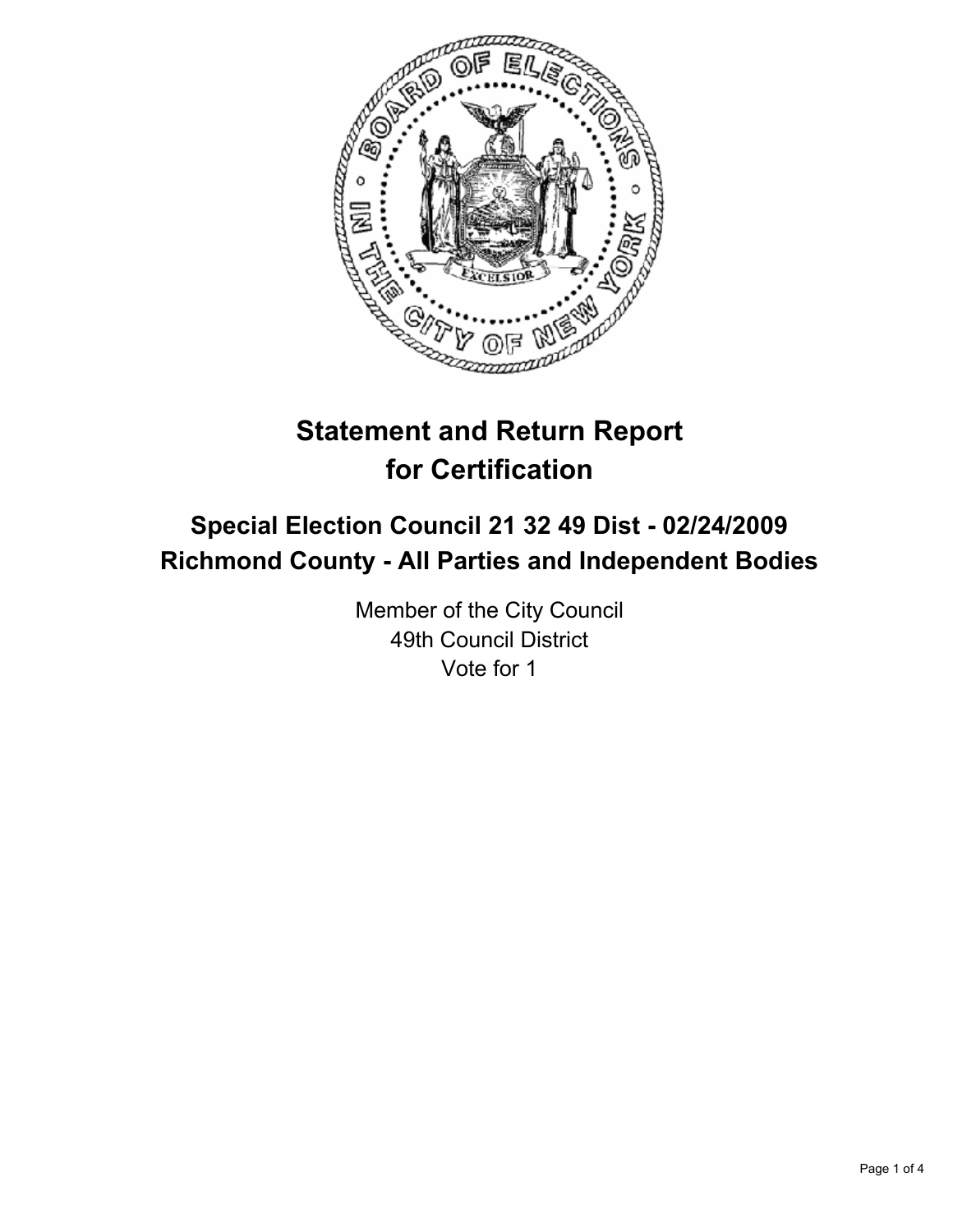# Statement and Return Report for Certification

## Special Election Council 21 32 49 Dist - 02/24/2009
## Richmond County - All Parties and Independent Bodies

Member of the City Council
49th Council District
Vote for 1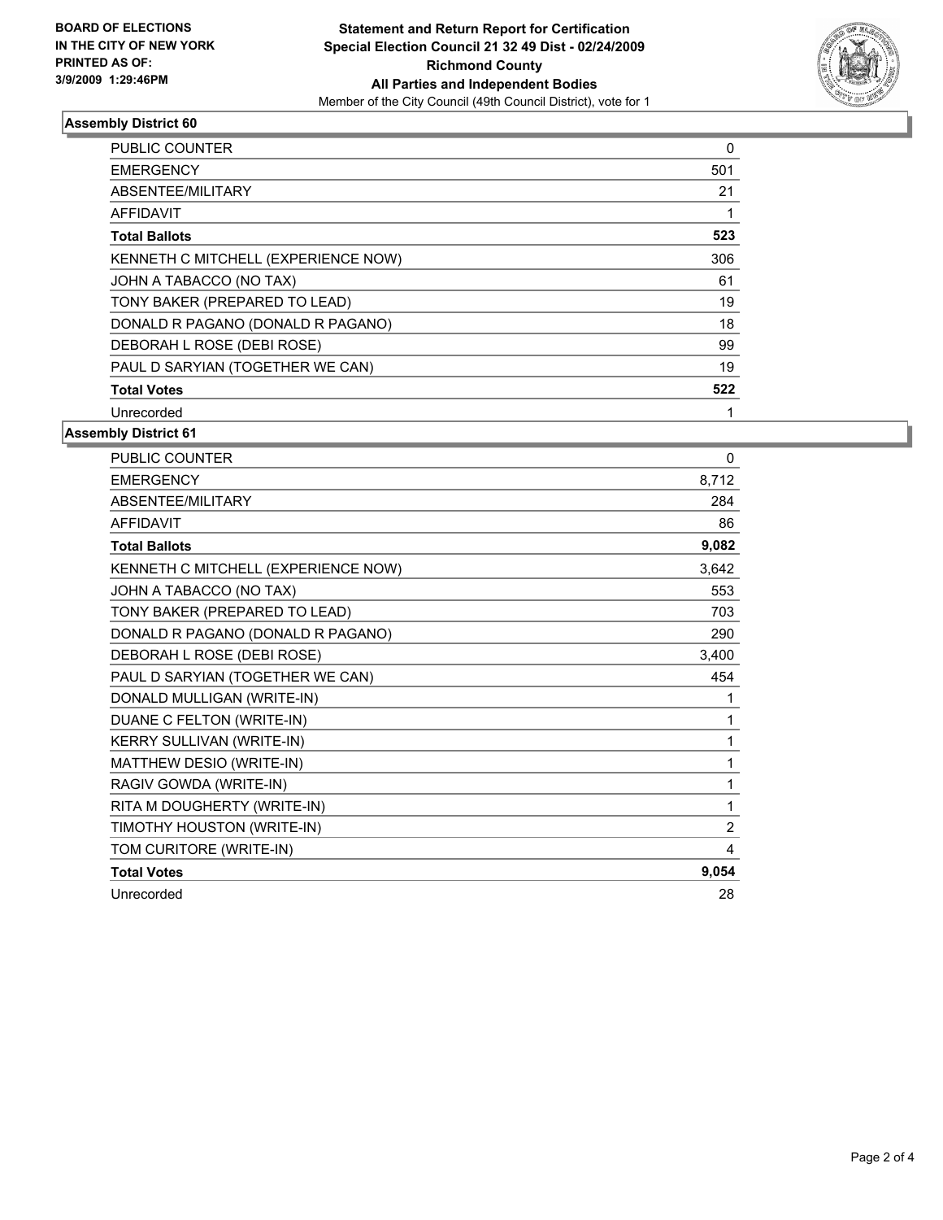**BOARD OF ELECTIONS IN THE CITY OF NEW YORK PRINTED AS OF: 3/9/2009 1:29:46PM**

**Statement and Return Report for Certification Special Election Council 21 32 49 Dist - 02/24/2009 Richmond County All Parties and Independent Bodies**

Member of the City Council (49th Council District), vote for 1

### Assembly District 60

| | |
|---|---|
| PUBLIC COUNTER | 0 |
| EMERGENCY | 501 |
| ABSENTEE/MILITARY | 21 |
| AFFIDAVIT | 1 |
| **Total Ballots** | **523** |
| KENNETH C MITCHELL (EXPERIENCE NOW) | 306 |
| JOHN A TABACCO (NO TAX) | 61 |
| TONY BAKER (PREPARED TO LEAD) | 19 |
| DONALD R PAGANO (DONALD R PAGANO) | 18 |
| DEBORAH L ROSE (DEBI ROSE) | 99 |
| PAUL D SARYIAN (TOGETHER WE CAN) | 19 |
| **Total Votes** | **522** |
| Unrecorded | 1 |

### Assembly District 61

| | |
|---|---|
| PUBLIC COUNTER | 0 |
| EMERGENCY | 8,712 |
| ABSENTEE/MILITARY | 284 |
| AFFIDAVIT | 86 |
| **Total Ballots** | **9,082** |
| KENNETH C MITCHELL (EXPERIENCE NOW) | 3,642 |
| JOHN A TABACCO (NO TAX) | 553 |
| TONY BAKER (PREPARED TO LEAD) | 703 |
| DONALD R PAGANO (DONALD R PAGANO) | 290 |
| DEBORAH L ROSE (DEBI ROSE) | 3,400 |
| PAUL D SARYIAN (TOGETHER WE CAN) | 454 |
| DONALD MULLIGAN (WRITE-IN) | 1 |
| DUANE C FELTON (WRITE-IN) | 1 |
| KERRY SULLIVAN (WRITE-IN) | 1 |
| MATTHEW DESIO (WRITE-IN) | 1 |
| RAGIV GOWDA (WRITE-IN) | 1 |
| RITA M DOUGHERTY (WRITE-IN) | 1 |
| TIMOTHY HOUSTON (WRITE-IN) | 2 |
| TOM CURITORE (WRITE-IN) | 4 |
| **Total Votes** | **9,054** |
| Unrecorded | 28 |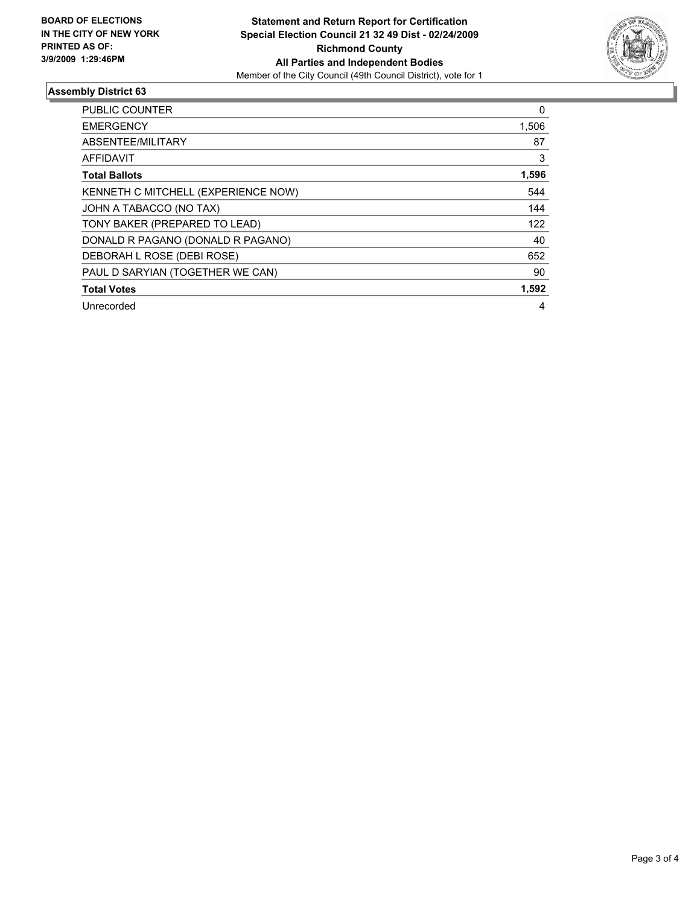**BOARD OF ELECTIONS IN THE CITY OF NEW YORK PRINTED AS OF: 3/9/2009 1:29:46PM**

**Statement and Return Report for Certification**
**Special Election Council 21 32 49 Dist - 02/24/2009**
**Richmond County**
**All Parties and Independent Bodies**
Member of the City Council (49th Council District), vote for 1

### Assembly District 63

| | |
|---|---|
| PUBLIC COUNTER | 0 |
| EMERGENCY | 1,506 |
| ABSENTEE/MILITARY | 87 |
| AFFIDAVIT | 3 |
| **Total Ballots** | **1,596** |
| KENNETH C MITCHELL (EXPERIENCE NOW) | 544 |
| JOHN A TABACCO (NO TAX) | 144 |
| TONY BAKER (PREPARED TO LEAD) | 122 |
| DONALD R PAGANO (DONALD R PAGANO) | 40 |
| DEBORAH L ROSE (DEBI ROSE) | 652 |
| PAUL D SARYIAN (TOGETHER WE CAN) | 90 |
| **Total Votes** | **1,592** |
| Unrecorded | 4 |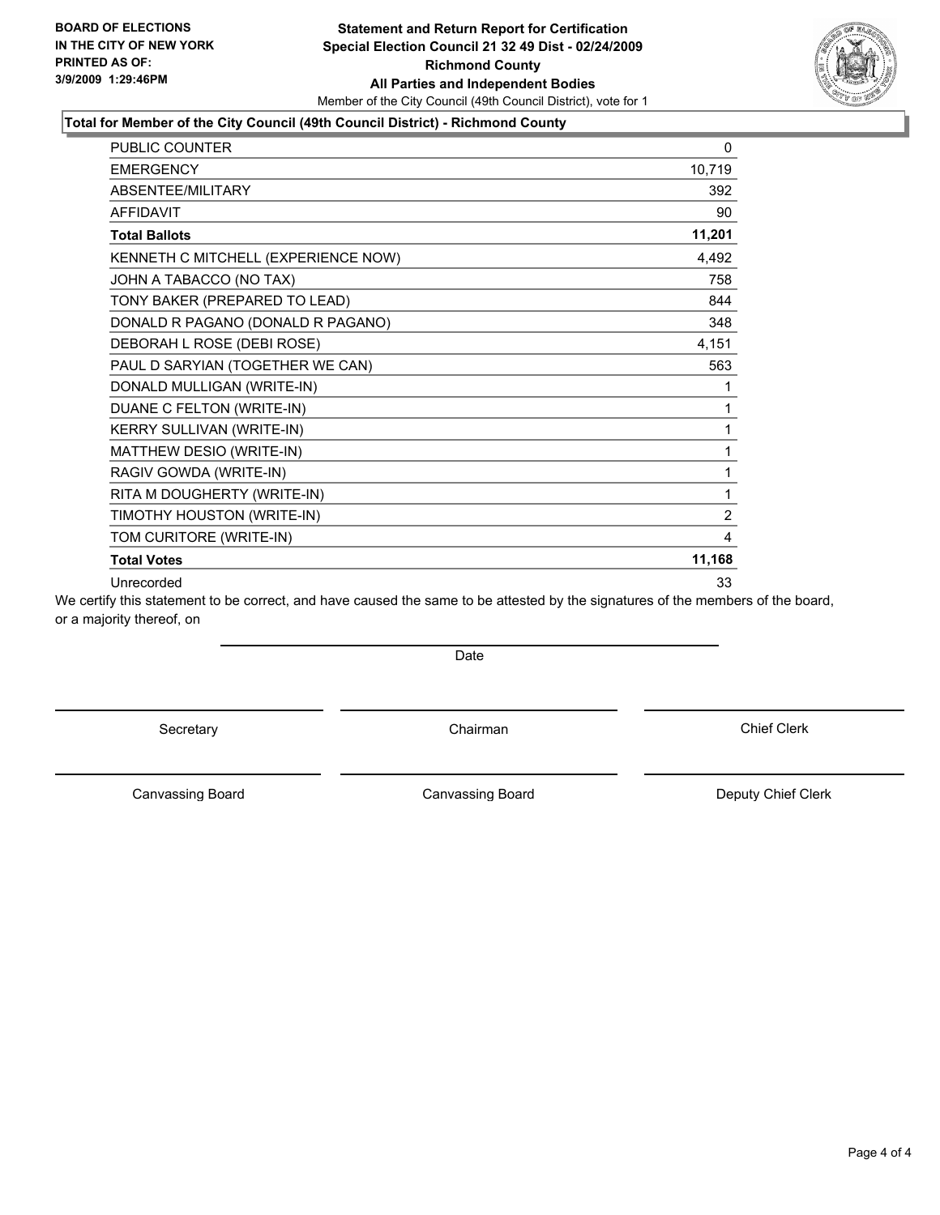**BOARD OF ELECTIONS**
**IN THE CITY OF NEW YORK**
**PRINTED AS OF:**
**3/9/2009 1:29:46PM**

**Statement and Return Report for Certification**
**Special Election Council 21 32 49 Dist - 02/24/2009**
**Richmond County**
**All Parties and Independent Bodies**
Member of the City Council (49th Council District), vote for 1

**Total for Member of the City Council (49th Council District) - Richmond County**

| | |
|---|---|
| PUBLIC COUNTER | 0 |
| EMERGENCY | 10,719 |
| ABSENTEE/MILITARY | 392 |
| AFFIDAVIT | 90 |
| **Total Ballots** | **11,201** |
| KENNETH C MITCHELL (EXPERIENCE NOW) | 4,492 |
| JOHN A TABACCO (NO TAX) | 758 |
| TONY BAKER (PREPARED TO LEAD) | 844 |
| DONALD R PAGANO (DONALD R PAGANO) | 348 |
| DEBORAH L ROSE (DEBI ROSE) | 4,151 |
| PAUL D SARYIAN (TOGETHER WE CAN) | 563 |
| DONALD MULLIGAN (WRITE-IN) | 1 |
| DUANE C FELTON (WRITE-IN) | 1 |
| KERRY SULLIVAN (WRITE-IN) | 1 |
| MATTHEW DESIO (WRITE-IN) | 1 |
| RAGIV GOWDA (WRITE-IN) | 1 |
| RITA M DOUGHERTY (WRITE-IN) | 1 |
| TIMOTHY HOUSTON (WRITE-IN) | 2 |
| TOM CURITORE (WRITE-IN) | 4 |
| **Total Votes** | **11,168** |
| Unrecorded | 33 |

We certify this statement to be correct, and have caused the same to be attested by the signatures of the members of the board, or a majority thereof, on

Date

Secretary

Chairman

Chief Clerk

Canvassing Board

Canvassing Board

Deputy Chief Clerk